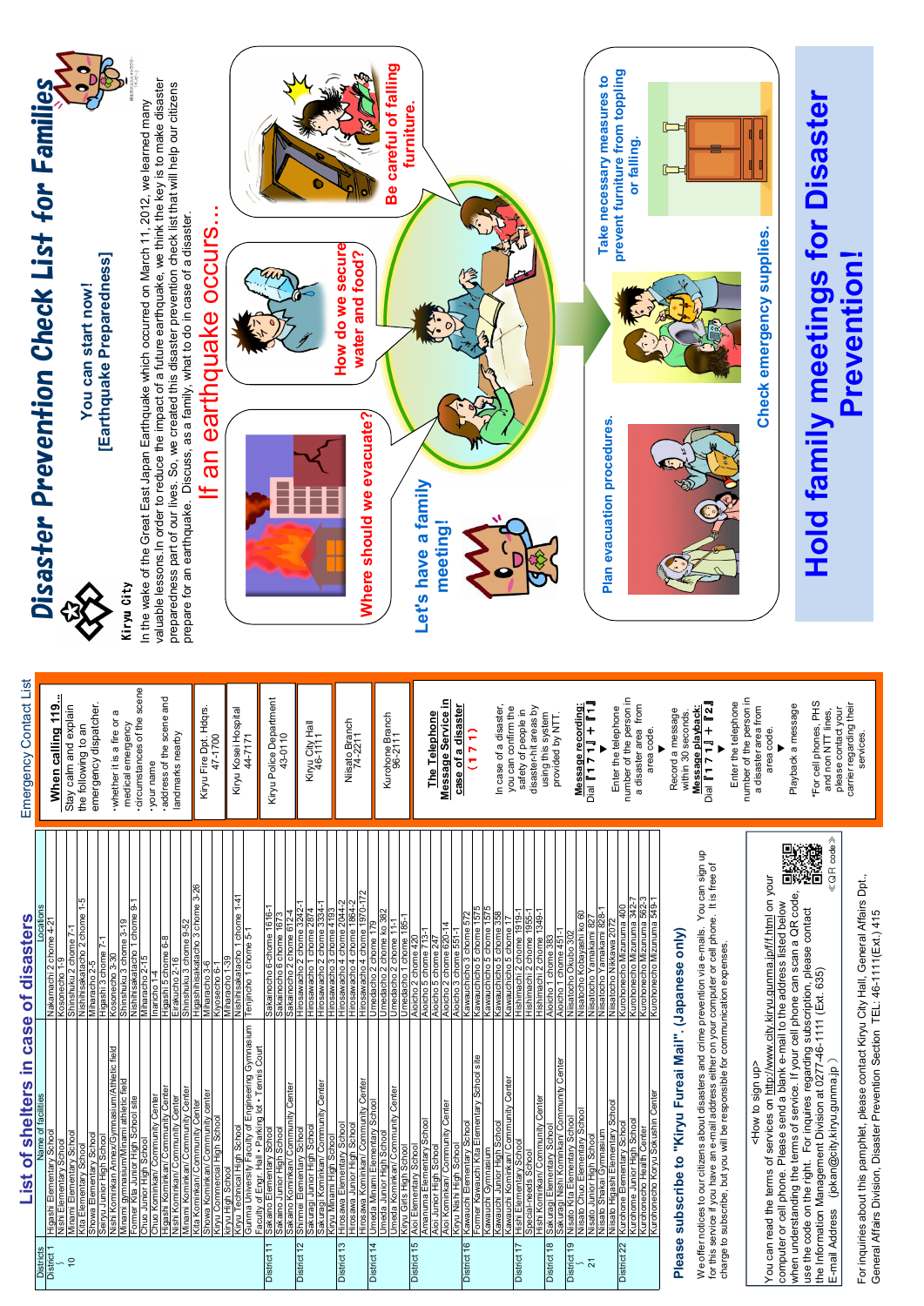# Disaster Prevention Check List for Families

**Kiryu City**

## You can start now! [Earthquake Preparedness]

In the wake of the Great East Japan Earthquake which occurred on March 11, 2012, we learned many valuable lessons.In order to reduce the impact of a future earthquake, we think the key is to make disaster preparedness part of our lives. So, we created this disaster prevention check list that will help our citizens prepare for an earthquake. Discuss, as a family, what to do in case of a disaster.

## If an earthquake occurs…

**Where should we evacuate?**

**How do we secure water and food?**

**Be careful of falling furniture.**

**Let's have a family meeting!**

**Plan evacuation procedures.**

**Check emergency supplies.**

**Take necessary measures to prevent furniture from toppling or falling.**

## Hold family meetings for Disaster Prevention!

---

## Emergency Contact List

**When calling 119…**

Stay calm and explain the following to an emergency dispatcher.

- whether it is a fire or a medical emergency
- circumstances of the scene
- your name
- address of the scene and landmarks nearby

| | |
|---|---|
| Kiryu Fire Dpt. Hdqrs. | 47-1700 |
| Kiryu Kosei Hospital | 44-7171 |
| Kiryu Police Department | 43-0110 |
| Kiryu City Hall | 46-1111 |
| Niisato Branch | 74-2211 |
| Kurohone Branch | 96-2111 |

**The Telephone Message Service in case of a disaster (171)**

In case of a disaster, you can confirm the safety of people in disaster-hit areas by using this system provided by NTT.

**Message recording:** Dial 「171」+「1」
▼
Enter the telephone number of the person in a disaster area from area code.
▼
Record a message within 30 seconds.

**Message playback:** Dial 「171」+「2」
▼
Enter the telephone number of the person in a disaster area from area code.
▼
Playback a message

*For cell phones, PHS and non NTT lines, please contact your carrier regarding their services.

---

## List of shelters in case of disasters

| Districts | Name of facilities | Locations |
|---|---|---|
| District 1 ～ 10 | Higashi Elementary School | Nakamachi 2 chome 4-21 |
| | Sakai Elementary School | Kosonecho 1-9 |
| | Minami Elementary School | Shinshuku 2 chome 7-1 |
| | Kita Elementary School | Nishihisakatacho 2 chome 1-5 |
| | Showa Elementary School | Miharacho 2-5 |
| | Seiryu Junior High School | Higashi 3 chome 7-1 |
| | Nishi Kominkan Annex/Gymnasium/Athletic field | Kosonecho 3-30 |
| | Minami gymnasium/Minami athletic field | Shinshuku 3 chome 3-19 |
| | Former Kita Junior High School site | Nishihisakatacho 1 chome 9-1 |
| | Chuo Junior High School | Miharacho 2-15 |
| | Chuo Kominkan/Community Center | Inaricho 1-4 |
| | Higashi Kominkan/Community Center | Higashi 5 chome 6-8 |
| | Nishi Kominkan/Community Center | Eirakucho 2-16 |
| | Minami Kominkan/Community Center | Shinshuku 3 chome 9-52 |
| | Kita Kominkan/Community Center | Higashihisakatacho 3 chome 3-26 |
| | Showa Kominkan/Community center | Miharacho 2-6 |
| | Kiryu Commercial High School | Kyosecho 6-1 |
| | kiryu High School | Miharacho 1-39 |
| | Kiryu Technical High School | Nishihisakatacho 1 chome 1-41 |
| | Gunma University Faculty of Engineering Gymnasium Faculty of Engr. Hall・Parking lot・Tennis Court | Tenjincho 1 chome 5-1 |
| District 11 | Sakano Elementary School | Sakanocho 6 chome 1616-1 |
| | Sakano Junior High School | Sakanocho 6 chome 1673 |
| | Sakano Kominkan/Community Center | Sakanocho 2 chome 612-4 |
| District 12 | Shinmei Elementary School | Hirosawacho 2 chome 3242-1 |
| | Sakuragi Junior High School | Hirosawacho 1 chome 2874 |
| | Sakuragi Kominkan/ Community Center | Hirosawacho 2 chome 3334-1 |
| District 13 | Kiryu Minami High School | Hirosawacho 3 chome 4193 |
| | Hirosawa Elementary School | Hirosawacho 4 chome 2044-2 |
| | Hirosawa Junior High School | Hirosawacho 4 chome 1864-2 |
| | Hirosawa Kominkan/Community Center | Hirosawacho 4 chome 1970-172 |
| District 14 | Umeda Minami Elementary School | Umedacho 2 chome 179 |
| | Umeda Junior High School | Umedacho 2 chome ko 382 |
| | Umeda Kominkan/Community Center | Umedacho 2 chome 11-1 |
| | Kiryu Girls High School | Umedacho 1 chome 185-1 |
| District 15 | Aioi Elementary School | Aioicho 2 chome 420 |
| | Amagome Elementary School | Aioicho 2 chome 713-1 |
| | Aioi Junior High School | Aioicho 5 chome 247 |
| | Aioi Kominkan/ Community Center | Aioicho 2 chome 620-14 |
| | Kiryu Nishi High School | Aioicho 3 chome 551-1 |
| District 16 | Kawauchi Elementary School | Kawauchicho 3 chome 572 |
| | Former Kawauchi Kita Elementary School site | Kawauchicho 5 chome 1575 |
| | Kawauchi Gymnasium | Kawauchicho 5 chome 1575 |
| | Kawauchi Junior High School | Kawauchicho 3 chome 358 |
| | Kawauchi Kominkan/Community Center | Kawauchicho 5 chome 17 |
| District 17 | Hishi Elementary School | Hishimachi 2 chome 1919-1 |
| | Special-needs School | Hishimachi 2 chome 1955-1 |
| | Hishi Kominkan/ Community Center | Hishimachi 2 chome 1349-1 |
| District 18 | Sakuragi Elementary School | Aioicho 1 chome 383 |
| | Sakuragi Nishi Kominkan/ Community Center | Aioicho 1 chome 451-1 |
| District 19 ～ 21 | Nisato Kita Elementary School | Niisatocho Okubo 302 |
| | Nisato Chuo Elementary School | Niisatocho Kobayashi ko 60 |
| | Nisato Junior High School | Niisatocho Yamakami 827 |
| | Nisato Shakai Gymnasium | Niisatocho Yamakami 828-1 |
| | Nisato Higashi Elementary School | Niisatocho Nikkawa 2072 |
| District 22 | Kurohone Elementary School | Kurohonecho Mizunuma 400 |
| | Kurohone Junior High School | Kurohonecho Mizunuma 342-7 |
| | Kurohonecho Health Center | Kurohonecho Mizunuma 562-3 |
| | Kurohonecho Koryu Sokushin Center | Kurohonecho Mizunuma 549-1 |

## Please subscribe to "Kiryu Fureai Mail". (Japanese only)

We offer notices to our citizens about disasters and crime prevention via e-mails. You can sign up for this service if you have an e-mail address either on your computer or cell phone. It is free of charge to subscribe, but you will be responsible for communication expenses.

<How to sign up>

You can read the terms of services on http://www.city.kiryu.gunma.jp/f/f.html on your computer or cell phone. Please send a blank e-mail to the address listed below when understanding the terms of service. If your cell phone can scan a QR code, use the code on the right. For inquires regarding subscription, please contact the Information Management Division at 0277-46-1111 (Ext. 635)

E-mail Address (jokan@city.kiryu.gunma.jp)

《QR code》

For inquiries about this pamphlet, please contact Kiryu City Hall, General Affairs Dpt., General Affairs Division, Disaster Prevention Section TEL: 46-1111(Ext.) 415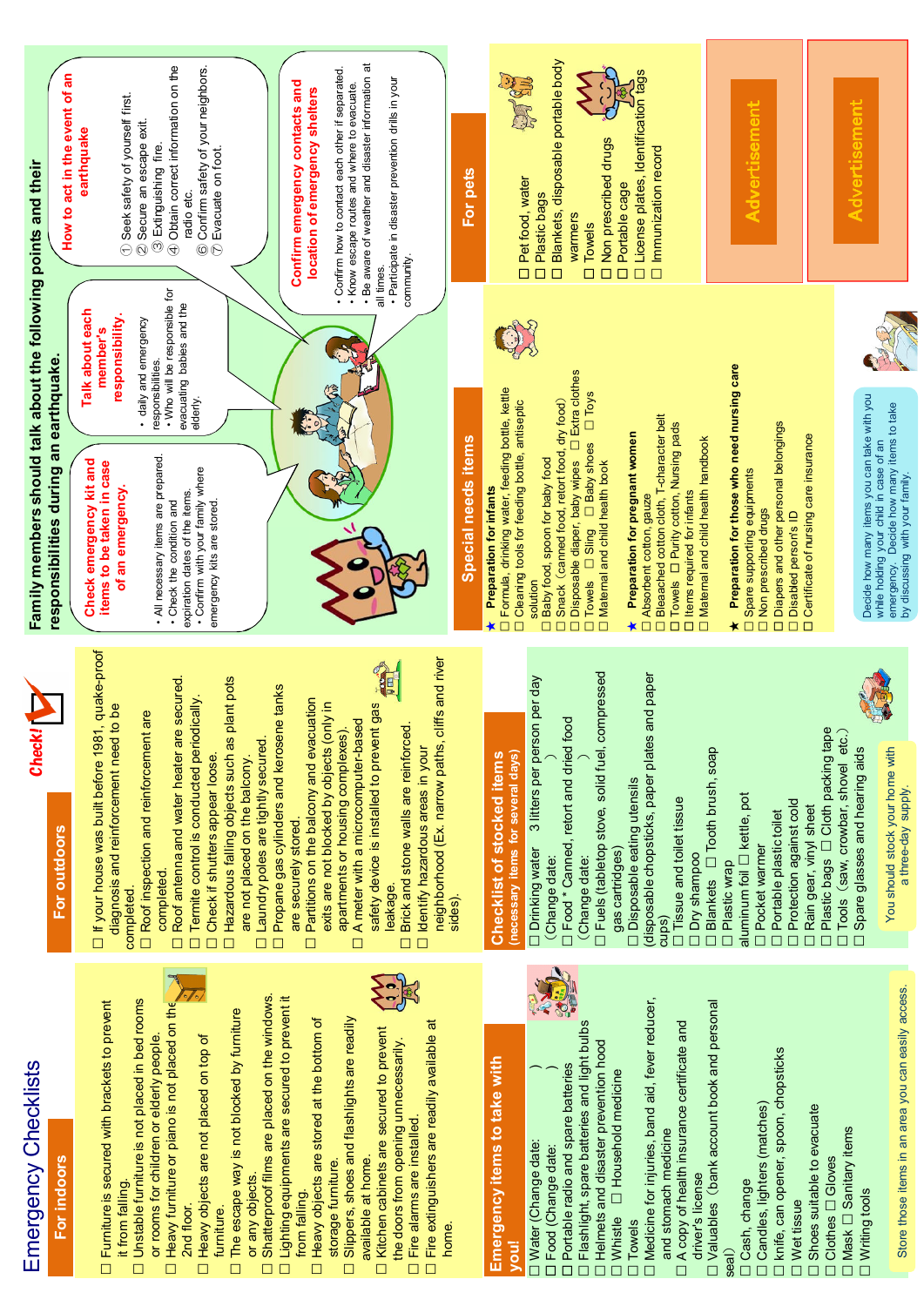# Emergency Checklists

## For indoors

- ☐ Furniture is secured with brackets to prevent it from falling.
- ☐ Unstable furniture is not placed in bed rooms or rooms for children or elderly people.
- ☐ Heavy furniture or piano is not placed on the 2nd floor.
- ☐ Heavy objects are not placed on top of furniture.
- ☐ The escape way is not blocked by furniture or any objects.
- ☐ Shatterproof films are placed on the windows.
- ☐ Lighting equipments are secured to prevent it from falling.
- ☐ Heavy objects are stored at the bottom of storage furniture.
- ☐ Slippers, shoes and flashlights are readily available at home.
- ☐ Kitchen cabinets are secured to prevent the doors from opening unnecessarily.
- ☐ Fire alarms are installed.
- ☐ Fire extinguishers are readily available at home.

## For outdoors

- ☐ If your house was built before 1981, quake-proof diagnosis and reinforcement need to be completed.
- ☐ Roof inspection and reinforcement are completed.
- ☐ Roof antenna and water heater are secured.
- ☐ Termite control is conducted periodically.
- ☐ Check if shutters appear loose.
- ☐ Hazardous falling objects such as plant pots are not placed on the balcony.
- ☐ Laundry poles are tightly secured.
- ☐ Propane gas cylinders and kerosene tanks are securely stored.
- ☐ Partitions on the balcony and evacuation exits are not blocked by objects (only in apartments or housing complexes).
- ☐ A meter with a microcomputer-based safety device is installed to prevent gas leakage.
- ☐ Brick and stone walls are reinforced.
- ☐ Identify hazardous areas in your neighborhood (Ex. narrow paths, cliffs and river sides).

Check!

## Emergency items to take with you!

- ☐ Water (Change date: )
- ☐ Food (Change date: )
- ☐ Portable radio and spare batteries
- ☐ Flashlight, spare batteries and light bulbs
- ☐ Helmets and disaster prevention hood
- ☐ Whistle ☐ Household medicine
- ☐ Towels
- ☐ Medicine for injuries, band aid, fever reducer, and stomach medicine
- ☐ A copy of health insurance certificate and driver's license
- ☐ Valuables (bank account book and personal seal)
- ☐ Cash, change
- ☐ Candles, lighters (matches)
- ☐ knife, can opener, spoon, chopsticks
- ☐ Wet tissue
- ☐ Shoes suitable to evacuate
- ☐ Clothes ☐ Gloves
- ☐ Mask ☐ Sanitary items
- ☐ Writing tools

Store those items in an area you can easily access.

## Checklist of stocked items (necessary items for several days)

- ☐ Drinking water 3 liters per person per day (Change date: )
- ☐ Food * Canned, retort and dried food (Change date: )
- ☐ Fuels (tabletop stove, solid fuel, compressed gas cartridges)
- ☐ Disposable eating utensils (disposable chopsticks, paper plates and paper cups)
- ☐ Tissue and toilet tissue
- ☐ Dry shampoo
- ☐ Blankets ☐ Tooth brush, soap
- ☐ Plastic wrap
- aluminum foil ☐ kettle, pot
- ☐ Pocket warmer
- ☐ Portable plastic toilet
- ☐ Protection against cold
- ☐ Rain gear, vinyl sheet
- ☐ Plastic bags ☐ Cloth packing tape
- ☐ Tools (saw, crowbar, shovel etc.)
- ☐ Spare glasses and hearing aids

You should stock your home with a three-day supply.

## Family members should talk about the following points and their responsibilities during an earthquake.

### Check emergency kit and items to be taken in case of an emergency.

- All necessary items are prepared.
- Check the condition and expiration dates of the items.
- Confirm with your family where emergency kits are stored.

### Talk about each member's responsibility.

- daily and emergency responsibilities.
- Who will be responsible for evacuating babies and the elderly.

### How to act in the event of an earthquake

1. Seek safety of yourself first.
2. Secure an escape exit.
3. Extinguishing fire.
4. Obtain correct information on the radio etc.
5. Confirm safety of your neighbors.
6. Evacuate on foot.

### Confirm emergency contacts and location of emergency shelters

- Confirm how to contact each other if separated.
- Know escape routes and where to evacuate.
- Be aware of weather and disaster information at all times.
- Participate in disaster prevention drills in your community.

## Special needs items

★ **Preparation for infants**

- ☐ Formula, drinking water, feeding bottle, kettle
- ☐ Cleaning tools for feeding bottle, antiseptic solution
- ☐ Baby food, spoon for baby food
- ☐ Snack (canned food, retort food, dry food)
- ☐ Disposable diaper, baby wipes ☐ Extra clothes
- ☐ Towels ☐ Sling ☐ Baby shoes ☐ Toys
- ☐ Maternal and child health book

★ **Preparation for pregnant women**

- ☐ Absorbent cotton, gauze
- ☐ Bleached cotton cloth, T-character belt
- ☐ Towels ☐ Purity cotton, Nursing pads
- ☐ Items required for infants
- ☐ Maternal and child health handbook

★ **Preparation for those who need nursing care**

- ☐ Spare supporting equipments
- ☐ Non prescribed drugs
- ☐ Diapers and other personal belongings
- ☐ Disabled person's ID
- ☐ Certificate of nursing care insurance

Decide how many items you can take with you while holding your child in case of an emergency. Decide how many items to take by discussing with your family.

## For pets

- ☐ Pet food, water
- ☐ Plastic bags
- ☐ Blankets, disposable portable body warmers
- ☐ Towels
- ☐ Non prescribed drugs
- ☐ Portable cage
- ☐ License plates, Identification tags
- ☐ Immunization record

Advertisement

Advertisement